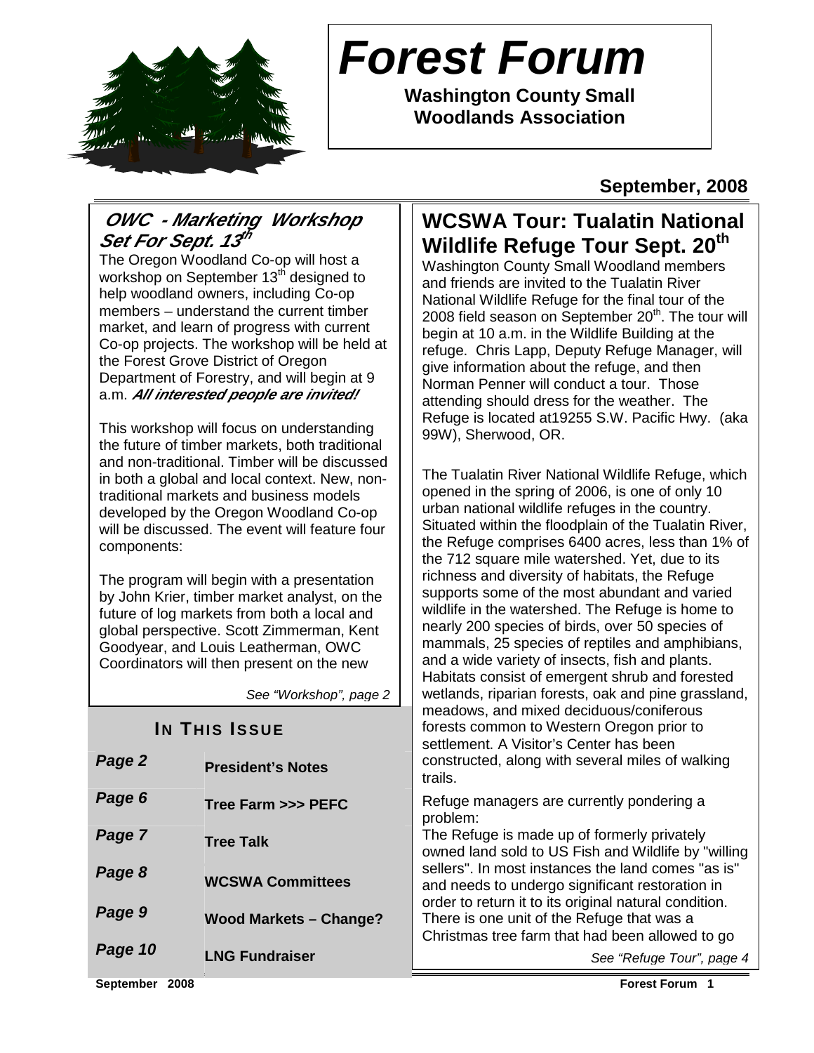# Forest Forum

**Washington County Small Woodlands Association**

**September, 2008**

## *OWC - Marketing Workshop Set For Sept. 13th*

The Oregon Woodland Co-op will host a workshop on September 13th designed to help woodland owners, including Co-op members – understand the current timber market, and learn of progress with current Co-op projects. The workshop will be held at the Forest Grove District of Oregon Department of Forestry, and will begin at 9 a.m. ***All interested people are invited!***

This workshop will focus on understanding the future of timber markets, both traditional and non-traditional. Timber will be discussed in both a global and local context. New, non-traditional markets and business models developed by the Oregon Woodland Co-op will be discussed. The event will feature four components:

The program will begin with a presentation by John Krier, timber market analyst, on the future of log markets from both a local and global perspective. Scott Zimmerman, Kent Goodyear, and Louis Leatherman, OWC Coordinators will then present on the new

*See "Workshop", page 2*

### IN THIS ISSUE

| | |
|---|---|
| *Page 2* | **President's Notes** |
| *Page 6* | **Tree Farm >>> PEFC** |
| *Page 7* | **Tree Talk** |
| *Page 8* | **WCSWA Committees** |
| *Page 9* | **Wood Markets – Change?** |
| *Page 10* | **LNG Fundraiser** |

## WCSWA Tour: Tualatin National Wildlife Refuge Tour Sept. 20th

Washington County Small Woodland members and friends are invited to the Tualatin River National Wildlife Refuge for the final tour of the 2008 field season on September 20th. The tour will begin at 10 a.m. in the Wildlife Building at the refuge. Chris Lapp, Deputy Refuge Manager, will give information about the refuge, and then Norman Penner will conduct a tour. Those attending should dress for the weather. The Refuge is located at19255 S.W. Pacific Hwy. (aka 99W), Sherwood, OR.

The Tualatin River National Wildlife Refuge, which opened in the spring of 2006, is one of only 10 urban national wildlife refuges in the country. Situated within the floodplain of the Tualatin River, the Refuge comprises 6400 acres, less than 1% of the 712 square mile watershed. Yet, due to its richness and diversity of habitats, the Refuge supports some of the most abundant and varied wildlife in the watershed. The Refuge is home to nearly 200 species of birds, over 50 species of mammals, 25 species of reptiles and amphibians, and a wide variety of insects, fish and plants. Habitats consist of emergent shrub and forested wetlands, riparian forests, oak and pine grassland, meadows, and mixed deciduous/coniferous forests common to Western Oregon prior to settlement. A Visitor's Center has been constructed, along with several miles of walking trails.

Refuge managers are currently pondering a problem:

The Refuge is made up of formerly privately owned land sold to US Fish and Wildlife by "willing sellers". In most instances the land comes "as is" and needs to undergo significant restoration in order to return it to its original natural condition. There is one unit of the Refuge that was a Christmas tree farm that had been allowed to go

*See "Refuge Tour", page 4*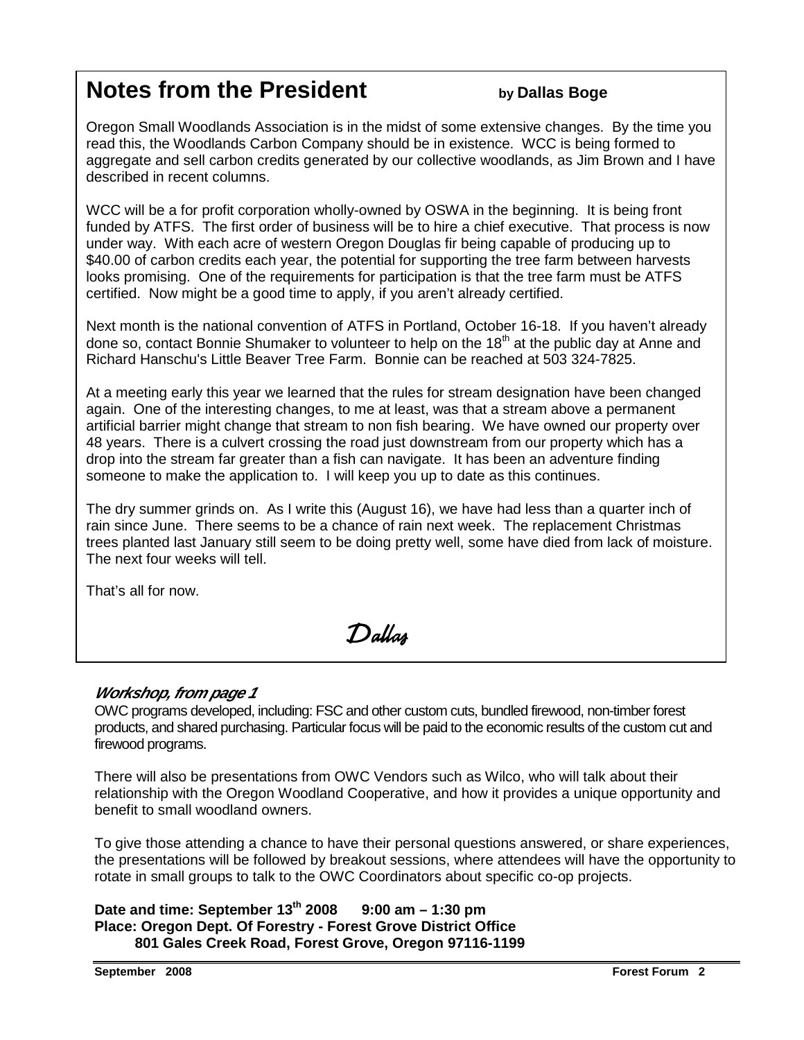## Notes from the President

**by Dallas Boge**

Oregon Small Woodlands Association is in the midst of some extensive changes. By the time you read this, the Woodlands Carbon Company should be in existence. WCC is being formed to aggregate and sell carbon credits generated by our collective woodlands, as Jim Brown and I have described in recent columns.

WCC will be a for profit corporation wholly-owned by OSWA in the beginning. It is being front funded by ATFS. The first order of business will be to hire a chief executive. That process is now under way. With each acre of western Oregon Douglas fir being capable of producing up to $40.00 of carbon credits each year, the potential for supporting the tree farm between harvests looks promising. One of the requirements for participation is that the tree farm must be ATFS certified. Now might be a good time to apply, if you aren't already certified.

Next month is the national convention of ATFS in Portland, October 16-18. If you haven't already done so, contact Bonnie Shumaker to volunteer to help on the 18th at the public day at Anne and Richard Hanschu's Little Beaver Tree Farm. Bonnie can be reached at 503 324-7825.

At a meeting early this year we learned that the rules for stream designation have been changed again. One of the interesting changes, to me at least, was that a stream above a permanent artificial barrier might change that stream to non fish bearing. We have owned our property over 48 years. There is a culvert crossing the road just downstream from our property which has a drop into the stream far greater than a fish can navigate. It has been an adventure finding someone to make the application to. I will keep you up to date as this continues.

The dry summer grinds on. As I write this (August 16), we have had less than a quarter inch of rain since June. There seems to be a chance of rain next week. The replacement Christmas trees planted last January still seem to be doing pretty well, some have died from lack of moisture. The next four weeks will tell.

That's all for now.

*Dallas*

### *Workshop, from page 1*

OWC programs developed, including: FSC and other custom cuts, bundled firewood, non-timber forest products, and shared purchasing. Particular focus will be paid to the economic results of the custom cut and firewood programs.

There will also be presentations from OWC Vendors such as Wilco, who will talk about their relationship with the Oregon Woodland Cooperative, and how it provides a unique opportunity and benefit to small woodland owners.

To give those attending a chance to have their personal questions answered, or share experiences, the presentations will be followed by breakout sessions, where attendees will have the opportunity to rotate in small groups to talk to the OWC Coordinators about specific co-op projects.

**Date and time: September 13th 2008 9:00 am – 1:30 pm**
**Place: Oregon Dept. Of Forestry - Forest Grove District Office**
**801 Gales Creek Road, Forest Grove, Oregon 97116-1199**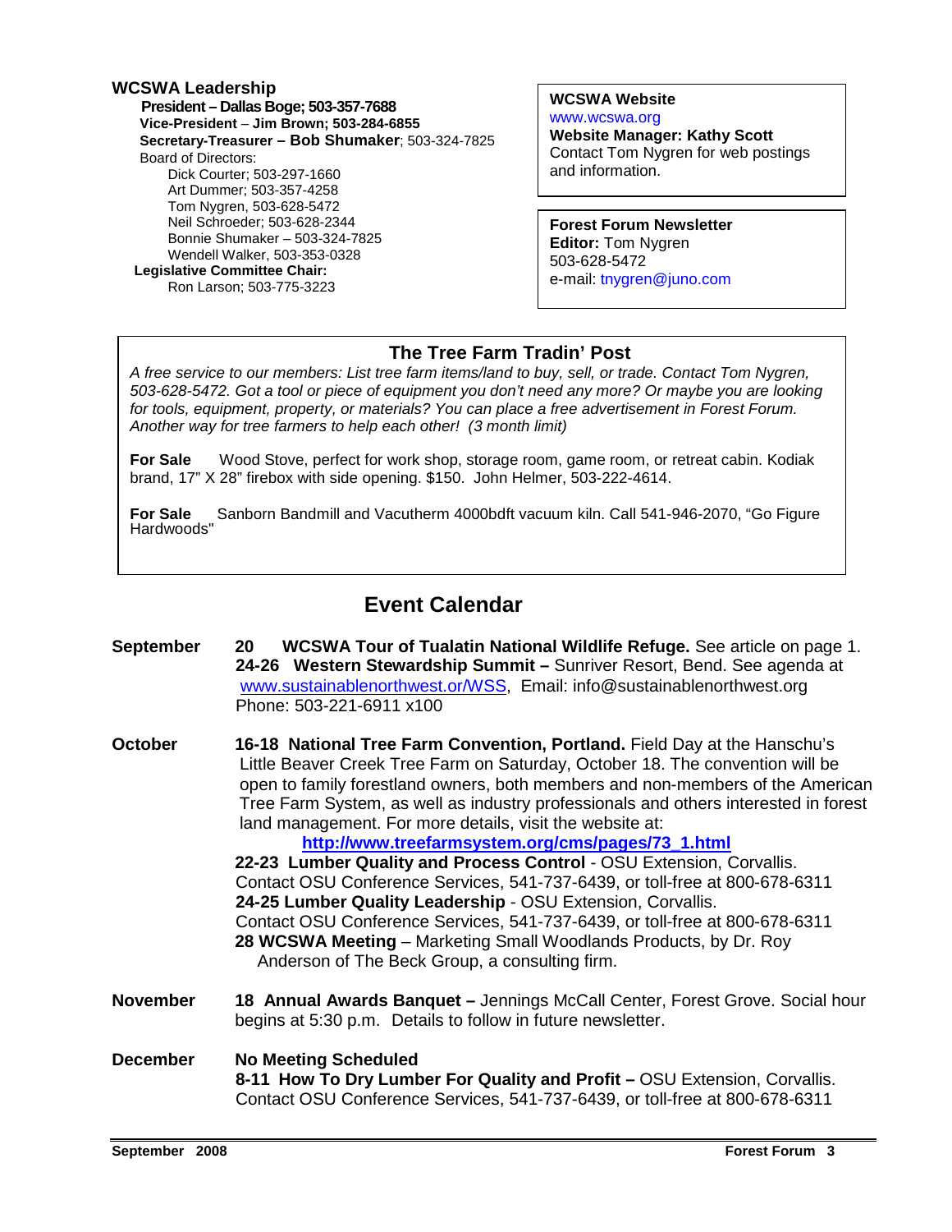## WCSWA Leadership

**President – Dallas Boge; 503-357-7688**
**Vice-President – Jim Brown; 503-284-6855**
**Secretary-Treasurer – Bob Shumaker**; 503-324-7825
Board of Directors:
- Dick Courter; 503-297-1660
- Art Dummer; 503-357-4258
- Tom Nygren, 503-628-5472
- Neil Schroeder; 503-628-2344
- Bonnie Shumaker – 503-324-7825
- Wendell Walker, 503-353-0328

**Legislative Committee Chair:**
Ron Larson; 503-775-3223

**WCSWA Website**
www.wcswa.org
**Website Manager: Kathy Scott**
Contact Tom Nygren for web postings and information.

**Forest Forum Newsletter**
**Editor:** Tom Nygren
503-628-5472
e-mail: tnygren@juno.com

## The Tree Farm Tradin' Post

*A free service to our members: List tree farm items/land to buy, sell, or trade. Contact Tom Nygren, 503-628-5472. Got a tool or piece of equipment you don't need any more? Or maybe you are looking for tools, equipment, property, or materials? You can place a free advertisement in Forest Forum. Another way for tree farmers to help each other! (3 month limit)*

**For Sale** Wood Stove, perfect for work shop, storage room, game room, or retreat cabin. Kodiak brand, 17" X 28" firebox with side opening. $150. John Helmer, 503-222-4614.

**For Sale** Sanborn Bandmill and Vacutherm 4000bdft vacuum kiln. Call 541-946-2070, "Go Figure Hardwoods"

## Event Calendar

**September**

**20 WCSWA Tour of Tualatin National Wildlife Refuge.** See article on page 1.
**24-26 Western Stewardship Summit –** Sunriver Resort, Bend. See agenda at www.sustainablenorthwest.or/WSS, Email: info@sustainablenorthwest.org Phone: 503-221-6911 x100

**October**

**16-18 National Tree Farm Convention, Portland.** Field Day at the Hanschu's Little Beaver Creek Tree Farm on Saturday, October 18. The convention will be open to family forestland owners, both members and non-members of the American Tree Farm System, as well as industry professionals and others interested in forest land management. For more details, visit the website at: **http://www.treefarmsystem.org/cms/pages/73_1.html**
**22-23 Lumber Quality and Process Control** - OSU Extension, Corvallis. Contact OSU Conference Services, 541-737-6439, or toll-free at 800-678-6311
**24-25 Lumber Quality Leadership** - OSU Extension, Corvallis. Contact OSU Conference Services, 541-737-6439, or toll-free at 800-678-6311
**28 WCSWA Meeting** – Marketing Small Woodlands Products, by Dr. Roy Anderson of The Beck Group, a consulting firm.

**November**

**18 Annual Awards Banquet –** Jennings McCall Center, Forest Grove. Social hour begins at 5:30 p.m. Details to follow in future newsletter.

**December**

**No Meeting Scheduled**
**8-11 How To Dry Lumber For Quality and Profit –** OSU Extension, Corvallis. Contact OSU Conference Services, 541-737-6439, or toll-free at 800-678-6311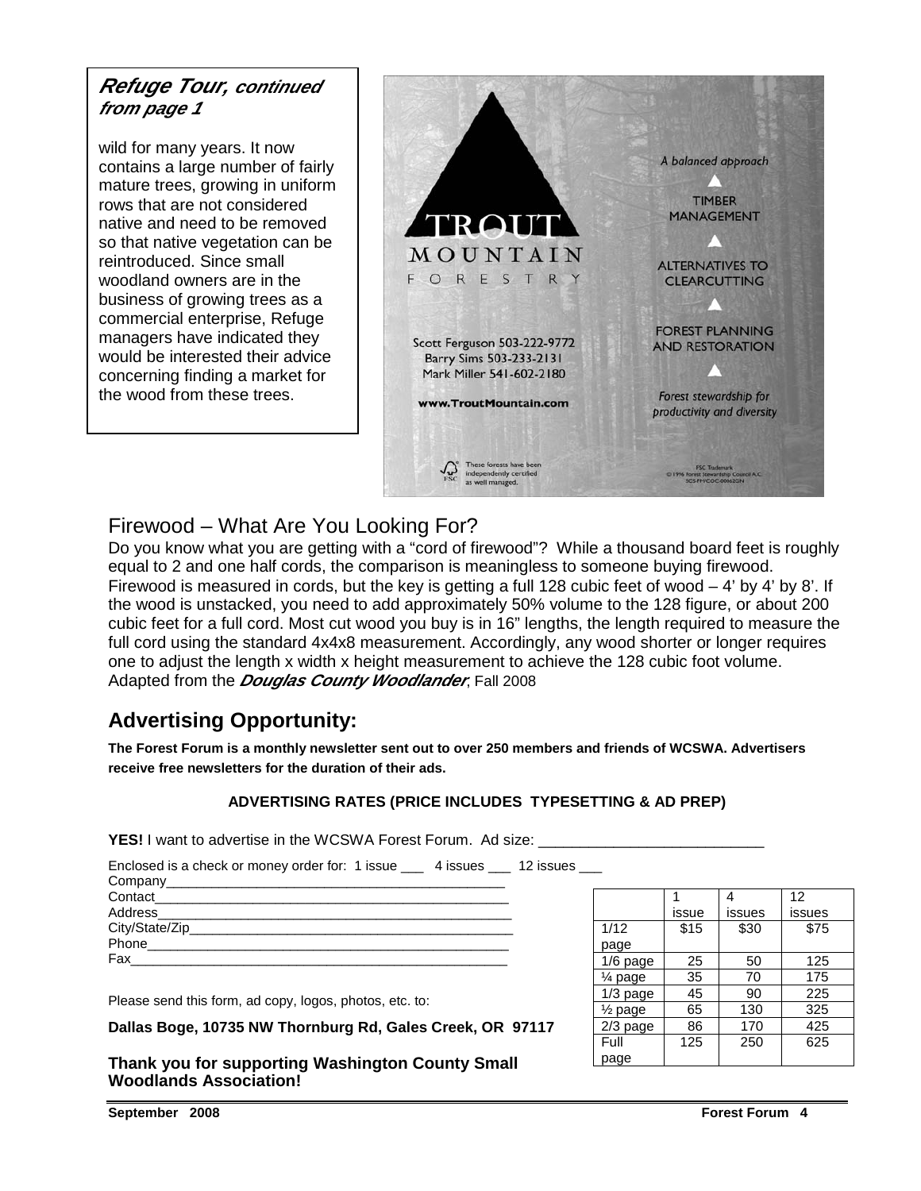### *Refuge Tour, continued from page 1*

wild for many years. It now contains a large number of fairly mature trees, growing in uniform rows that are not considered native and need to be removed so that native vegetation can be reintroduced. Since small woodland owners are in the business of growing trees as a commercial enterprise, Refuge managers have indicated they would be interested their advice concerning finding a market for the wood from these trees.

TROUT MOUNTAIN FORESTRY

Scott Ferguson 503-222-9772
Barry Sims 503-233-2131
Mark Miller 541-602-2180

www.TroutMountain.com

A balanced approach

TIMBER MANAGEMENT

ALTERNATIVES TO CLEARCUTTING

FOREST PLANNING AND RESTORATION

Forest stewardship for productivity and diversity

These forests have been independently certified as well managed.

FSC Trademark © 1996 Forest Stewardship Council A.C. SCS-FM/COC-00062GN

## Firewood – What Are You Looking For?

Do you know what you are getting with a "cord of firewood"? While a thousand board feet is roughly equal to 2 and one half cords, the comparison is meaningless to someone buying firewood. Firewood is measured in cords, but the key is getting a full 128 cubic feet of wood – 4' by 4' by 8'. If the wood is unstacked, you need to add approximately 50% volume to the 128 figure, or about 200 cubic feet for a full cord. Most cut wood you buy is in 16" lengths, the length required to measure the full cord using the standard 4x4x8 measurement. Accordingly, any wood shorter or longer requires one to adjust the length x width x height measurement to achieve the 128 cubic foot volume. Adapted from the ***Douglas County Woodlander***, Fall 2008

## Advertising Opportunity:

**The Forest Forum is a monthly newsletter sent out to over 250 members and friends of WCSWA. Advertisers receive free newsletters for the duration of their ads.**

**ADVERTISING RATES (PRICE INCLUDES TYPESETTING & AD PREP)**

**YES!** I want to advertise in the WCSWA Forest Forum. Ad size: ___________________________

Enclosed is a check or money order for: 1 issue ___ 4 issues ___ 12 issues ___

Company_____________________________________________
Contact______________________________________________
Address______________________________________________
City/State/Zip_________________________________________
Phone_______________________________________________
Fax_________________________________________________

Please send this form, ad copy, logos, photos, etc. to:

**Dallas Boge, 10735 NW Thornburg Rd, Gales Creek, OR 97117**

**Thank you for supporting Washington County Small Woodlands Association!**

| | 1 issue | 4 issues | 12 issues |
|---|---|---|---|
| 1/12 page | $15 | $30 | $75 |
| 1/6 page | 25 | 50 | 125 |
| ¼ page | 35 | 70 | 175 |
| 1/3 page | 45 | 90 | 225 |
| ½ page | 65 | 130 | 325 |
| 2/3 page | 86 | 170 | 425 |
| Full page | 125 | 250 | 625 |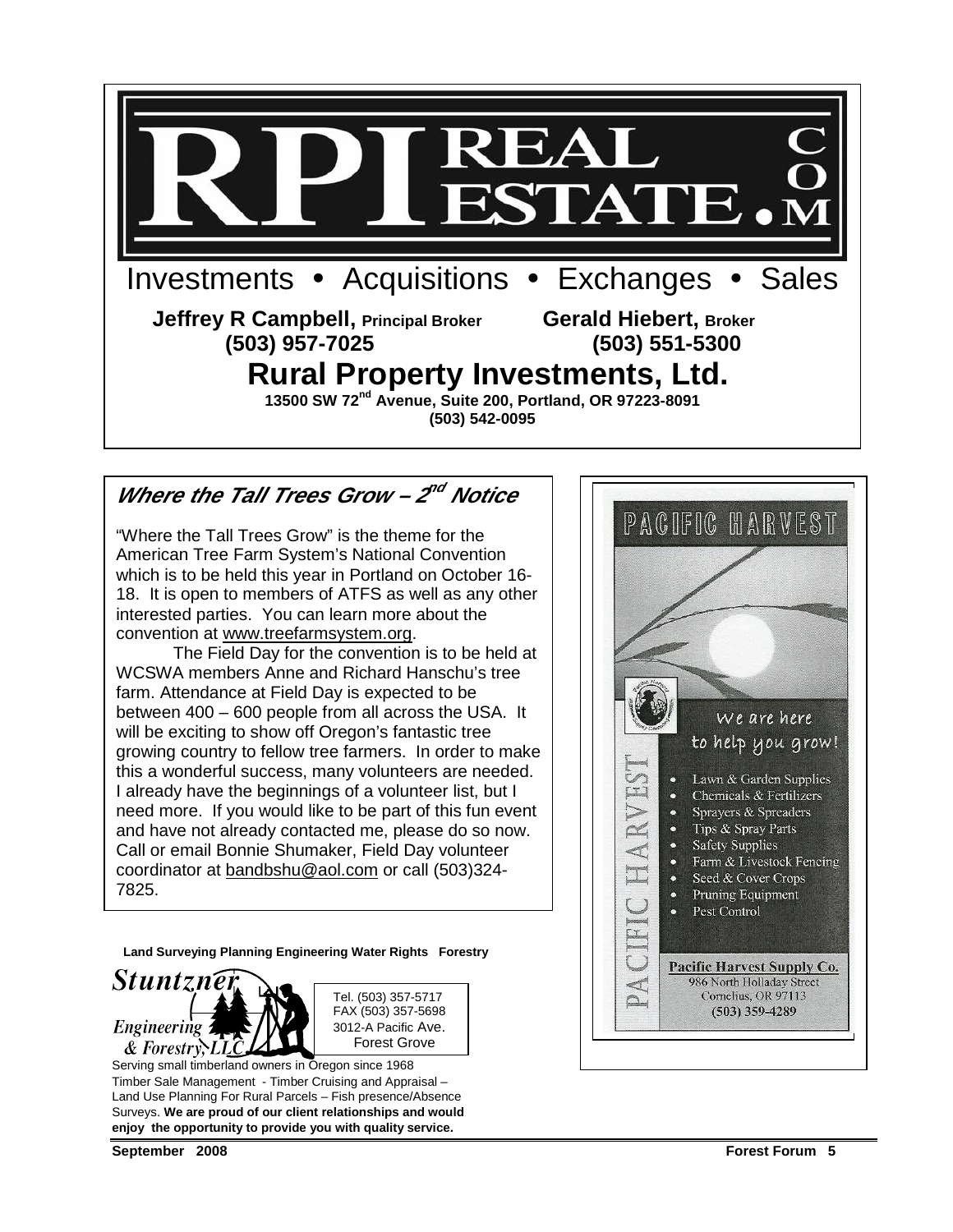# RPI REAL ESTATE.COM

Investments • Acquisitions • Exchanges • Sales

**Jeffrey R Campbell, Principal Broker**
**(503) 957-7025**

**Gerald Hiebert, Broker**
**(503) 551-5300**

## Rural Property Investments, Ltd.

**13500 SW 72nd Avenue, Suite 200, Portland, OR 97223-8091**
**(503) 542-0095**

## *Where the Tall Trees Grow – 2nd Notice*

"Where the Tall Trees Grow" is the theme for the American Tree Farm System's National Convention which is to be held this year in Portland on October 16-18. It is open to members of ATFS as well as any other interested parties. You can learn more about the convention at www.treefarmsystem.org.

The Field Day for the convention is to be held at WCSWA members Anne and Richard Hanschu's tree farm. Attendance at Field Day is expected to be between 400 – 600 people from all across the USA. It will be exciting to show off Oregon's fantastic tree growing country to fellow tree farmers. In order to make this a wonderful success, many volunteers are needed. I already have the beginnings of a volunteer list, but I need more. If you would like to be part of this fun event and have not already contacted me, please do so now. Call or email Bonnie Shumaker, Field Day volunteer coordinator at bandbshu@aol.com or call (503)324-7825.

**Land Surveying Planning Engineering Water Rights Forestry**

*Stuntzner Engineering & Forestry, LLC*

Tel. (503) 357-5717
FAX (503) 357-5698
3012-A Pacific Ave.
Forest Grove

Serving small timberland owners in Oregon since 1968
Timber Sale Management - Timber Cruising and Appraisal – Land Use Planning For Rural Parcels – Fish presence/Absence Surveys. **We are proud of our client relationships and would enjoy the opportunity to provide you with quality service.**

PACIFIC HARVEST

We are here to help you grow!

- Lawn & Garden Supplies
- Chemicals & Fertilizers
- Sprayers & Spreaders
- Tips & Spray Parts
- Safety Supplies
- Farm & Livestock Fencing
- Seed & Cover Crops
- Pruning Equipment
- Pest Control

**Pacific Harvest Supply Co.**
986 North Holladay Street
Cornelius, OR 97113
(503) 359-4289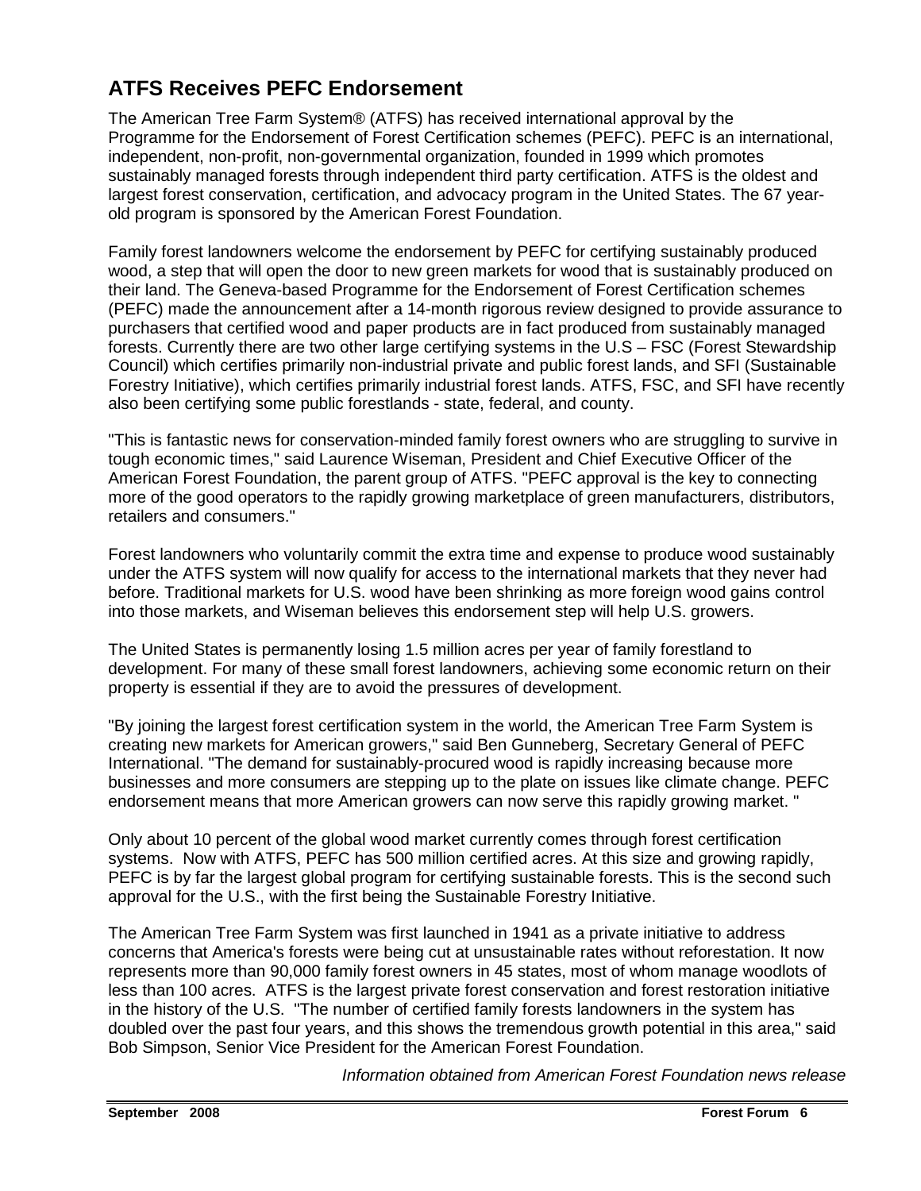## ATFS Receives PEFC Endorsement

The American Tree Farm System® (ATFS) has received international approval by the Programme for the Endorsement of Forest Certification schemes (PEFC). PEFC is an international, independent, non-profit, non-governmental organization, founded in 1999 which promotes sustainably managed forests through independent third party certification. ATFS is the oldest and largest forest conservation, certification, and advocacy program in the United States. The 67 year-old program is sponsored by the American Forest Foundation.

Family forest landowners welcome the endorsement by PEFC for certifying sustainably produced wood, a step that will open the door to new green markets for wood that is sustainably produced on their land. The Geneva-based Programme for the Endorsement of Forest Certification schemes (PEFC) made the announcement after a 14-month rigorous review designed to provide assurance to purchasers that certified wood and paper products are in fact produced from sustainably managed forests. Currently there are two other large certifying systems in the U.S – FSC (Forest Stewardship Council) which certifies primarily non-industrial private and public forest lands, and SFI (Sustainable Forestry Initiative), which certifies primarily industrial forest lands. ATFS, FSC, and SFI have recently also been certifying some public forestlands - state, federal, and county.

"This is fantastic news for conservation-minded family forest owners who are struggling to survive in tough economic times," said Laurence Wiseman, President and Chief Executive Officer of the American Forest Foundation, the parent group of ATFS. "PEFC approval is the key to connecting more of the good operators to the rapidly growing marketplace of green manufacturers, distributors, retailers and consumers."

Forest landowners who voluntarily commit the extra time and expense to produce wood sustainably under the ATFS system will now qualify for access to the international markets that they never had before. Traditional markets for U.S. wood have been shrinking as more foreign wood gains control into those markets, and Wiseman believes this endorsement step will help U.S. growers.

The United States is permanently losing 1.5 million acres per year of family forestland to development. For many of these small forest landowners, achieving some economic return on their property is essential if they are to avoid the pressures of development.

"By joining the largest forest certification system in the world, the American Tree Farm System is creating new markets for American growers," said Ben Gunneberg, Secretary General of PEFC International. "The demand for sustainably-procured wood is rapidly increasing because more businesses and more consumers are stepping up to the plate on issues like climate change. PEFC endorsement means that more American growers can now serve this rapidly growing market. "

Only about 10 percent of the global wood market currently comes through forest certification systems. Now with ATFS, PEFC has 500 million certified acres. At this size and growing rapidly, PEFC is by far the largest global program for certifying sustainable forests. This is the second such approval for the U.S., with the first being the Sustainable Forestry Initiative.

The American Tree Farm System was first launched in 1941 as a private initiative to address concerns that America's forests were being cut at unsustainable rates without reforestation. It now represents more than 90,000 family forest owners in 45 states, most of whom manage woodlots of less than 100 acres. ATFS is the largest private forest conservation and forest restoration initiative in the history of the U.S. "The number of certified family forests landowners in the system has doubled over the past four years, and this shows the tremendous growth potential in this area," said Bob Simpson, Senior Vice President for the American Forest Foundation.

*Information obtained from American Forest Foundation news release*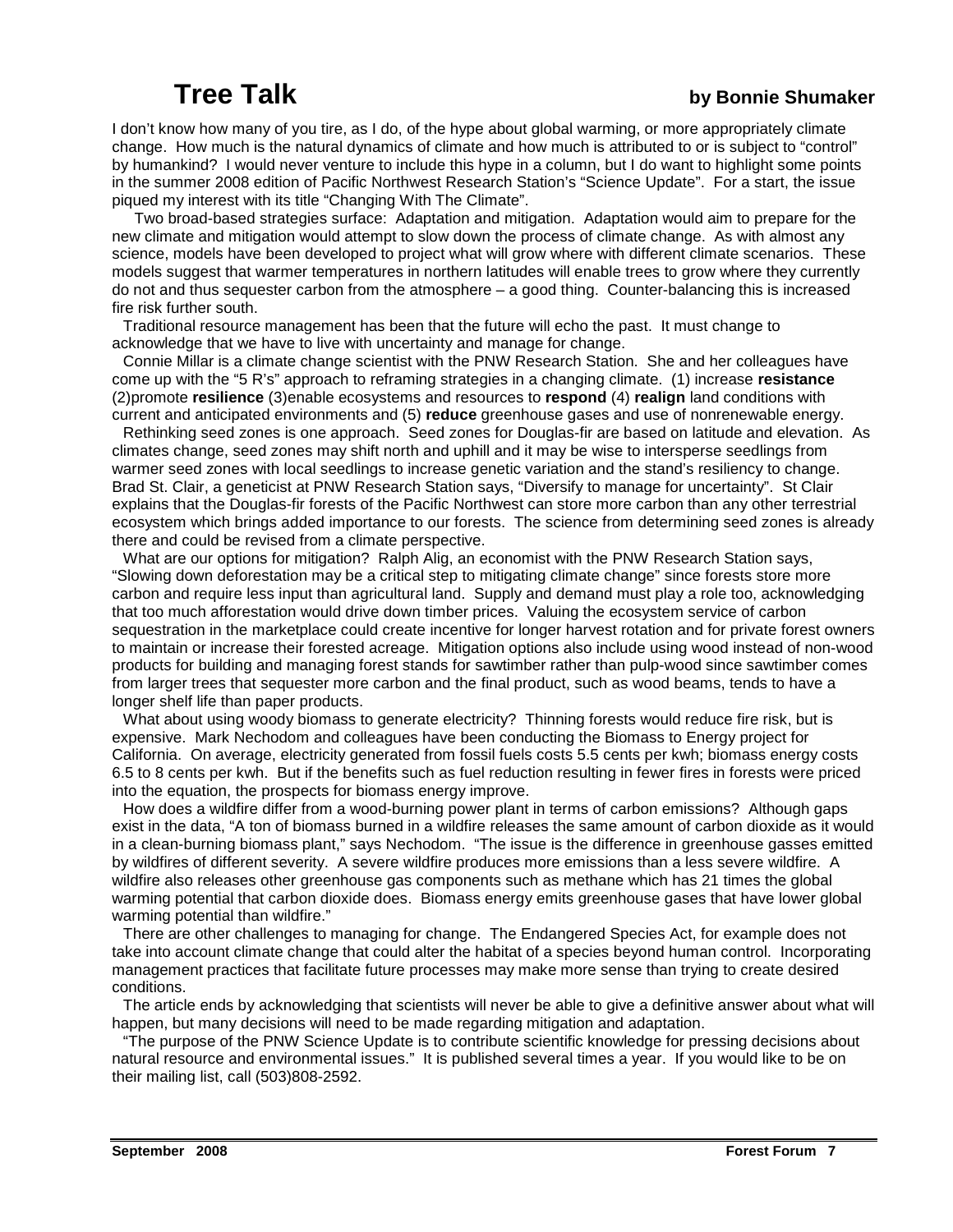# Tree Talk

**by Bonnie Shumaker**

I don't know how many of you tire, as I do, of the hype about global warming, or more appropriately climate change. How much is the natural dynamics of climate and how much is attributed to or is subject to "control" by humankind? I would never venture to include this hype in a column, but I do want to highlight some points in the summer 2008 edition of Pacific Northwest Research Station's "Science Update". For a start, the issue piqued my interest with its title "Changing With The Climate".

Two broad-based strategies surface: Adaptation and mitigation. Adaptation would aim to prepare for the new climate and mitigation would attempt to slow down the process of climate change. As with almost any science, models have been developed to project what will grow where with different climate scenarios. These models suggest that warmer temperatures in northern latitudes will enable trees to grow where they currently do not and thus sequester carbon from the atmosphere – a good thing. Counter-balancing this is increased fire risk further south.

Traditional resource management has been that the future will echo the past. It must change to acknowledge that we have to live with uncertainty and manage for change.

Connie Millar is a climate change scientist with the PNW Research Station. She and her colleagues have come up with the "5 R's" approach to reframing strategies in a changing climate. (1) increase **resistance** (2)promote **resilience** (3)enable ecosystems and resources to **respond** (4) **realign** land conditions with current and anticipated environments and (5) **reduce** greenhouse gases and use of nonrenewable energy.

Rethinking seed zones is one approach. Seed zones for Douglas-fir are based on latitude and elevation. As climates change, seed zones may shift north and uphill and it may be wise to intersperse seedlings from warmer seed zones with local seedlings to increase genetic variation and the stand's resiliency to change. Brad St. Clair, a geneticist at PNW Research Station says, "Diversify to manage for uncertainty". St Clair explains that the Douglas-fir forests of the Pacific Northwest can store more carbon than any other terrestrial ecosystem which brings added importance to our forests. The science from determining seed zones is already there and could be revised from a climate perspective.

What are our options for mitigation? Ralph Alig, an economist with the PNW Research Station says, "Slowing down deforestation may be a critical step to mitigating climate change" since forests store more carbon and require less input than agricultural land. Supply and demand must play a role too, acknowledging that too much afforestation would drive down timber prices. Valuing the ecosystem service of carbon sequestration in the marketplace could create incentive for longer harvest rotation and for private forest owners to maintain or increase their forested acreage. Mitigation options also include using wood instead of non-wood products for building and managing forest stands for sawtimber rather than pulp-wood since sawtimber comes from larger trees that sequester more carbon and the final product, such as wood beams, tends to have a longer shelf life than paper products.

What about using woody biomass to generate electricity? Thinning forests would reduce fire risk, but is expensive. Mark Nechodom and colleagues have been conducting the Biomass to Energy project for California. On average, electricity generated from fossil fuels costs 5.5 cents per kwh; biomass energy costs 6.5 to 8 cents per kwh. But if the benefits such as fuel reduction resulting in fewer fires in forests were priced into the equation, the prospects for biomass energy improve.

How does a wildfire differ from a wood-burning power plant in terms of carbon emissions? Although gaps exist in the data, "A ton of biomass burned in a wildfire releases the same amount of carbon dioxide as it would in a clean-burning biomass plant," says Nechodom. "The issue is the difference in greenhouse gasses emitted by wildfires of different severity. A severe wildfire produces more emissions than a less severe wildfire. A wildfire also releases other greenhouse gas components such as methane which has 21 times the global warming potential that carbon dioxide does. Biomass energy emits greenhouse gases that have lower global warming potential than wildfire."

There are other challenges to managing for change. The Endangered Species Act, for example does not take into account climate change that could alter the habitat of a species beyond human control. Incorporating management practices that facilitate future processes may make more sense than trying to create desired conditions.

The article ends by acknowledging that scientists will never be able to give a definitive answer about what will happen, but many decisions will need to be made regarding mitigation and adaptation.

"The purpose of the PNW Science Update is to contribute scientific knowledge for pressing decisions about natural resource and environmental issues." It is published several times a year. If you would like to be on their mailing list, call (503)808-2592.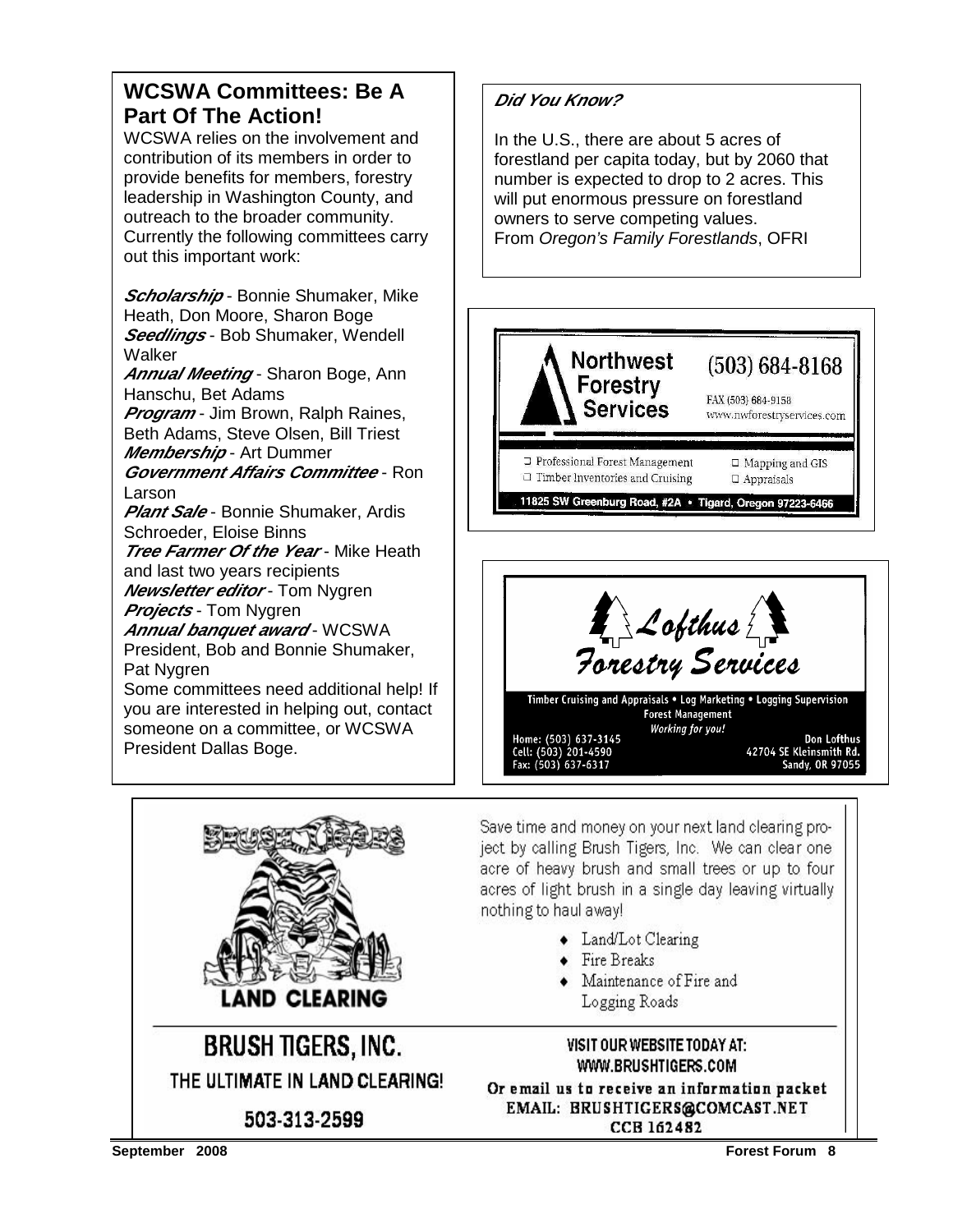## WCSWA Committees: Be A Part Of The Action!

WCSWA relies on the involvement and contribution of its members in order to provide benefits for members, forestry leadership in Washington County, and outreach to the broader community. Currently the following committees carry out this important work:

***Scholarship*** - Bonnie Shumaker, Mike Heath, Don Moore, Sharon Boge
***Seedlings*** - Bob Shumaker, Wendell Walker
***Annual Meeting*** - Sharon Boge, Ann Hanschu, Bet Adams
***Program*** - Jim Brown, Ralph Raines, Beth Adams, Steve Olsen, Bill Triest
***Membership*** - Art Dummer
***Government Affairs Committee*** - Ron Larson
***Plant Sale*** - Bonnie Shumaker, Ardis Schroeder, Eloise Binns
***Tree Farmer Of the Year*** - Mike Heath and last two years recipients
***Newsletter editor*** - Tom Nygren
***Projects*** - Tom Nygren
***Annual banquet award*** - WCSWA President, Bob and Bonnie Shumaker, Pat Nygren

Some committees need additional help! If you are interested in helping out, contact someone on a committee, or WCSWA President Dallas Boge.

***Did You Know?***

In the U.S., there are about 5 acres of forestland per capita today, but by 2060 that number is expected to drop to 2 acres. This will put enormous pressure on forestland owners to serve competing values.
From *Oregon's Family Forestlands*, OFRI

**Northwest Forestry Services**
(503) 684-8168
FAX (503) 684-9158
www.nwforestryservices.com

- Professional Forest Management
- Timber Inventories and Cruising
- Mapping and GIS
- Appraisals

11825 SW Greenburg Road, #2A • Tigard, Oregon 97223-6466

**Lofthus Forestry Services**

Timber Cruising and Appraisals • Log Marketing • Logging Supervision
Forest Management
*Working for you!*

Home: (503) 637-3145
Cell: (503) 201-4590
Fax: (503) 637-6317

Don Lofthus
42704 SE Kleinsmith Rd.
Sandy, OR 97055

**BRUSH TIGERS — LAND CLEARING**

Save time and money on your next land clearing project by calling Brush Tigers, Inc. We can clear one acre of heavy brush and small trees or up to four acres of light brush in a single day leaving virtually nothing to haul away!

- Land/Lot Clearing
- Fire Breaks
- Maintenance of Fire and Logging Roads

**BRUSH TIGERS, INC.**
THE ULTIMATE IN LAND CLEARING!
503-313-2599

VISIT OUR WEBSITE TODAY AT:
WWW.BRUSHTIGERS.COM
Or email us to receive an information packet
EMAIL: BRUSHTIGERS@COMCAST.NET
CCB 162482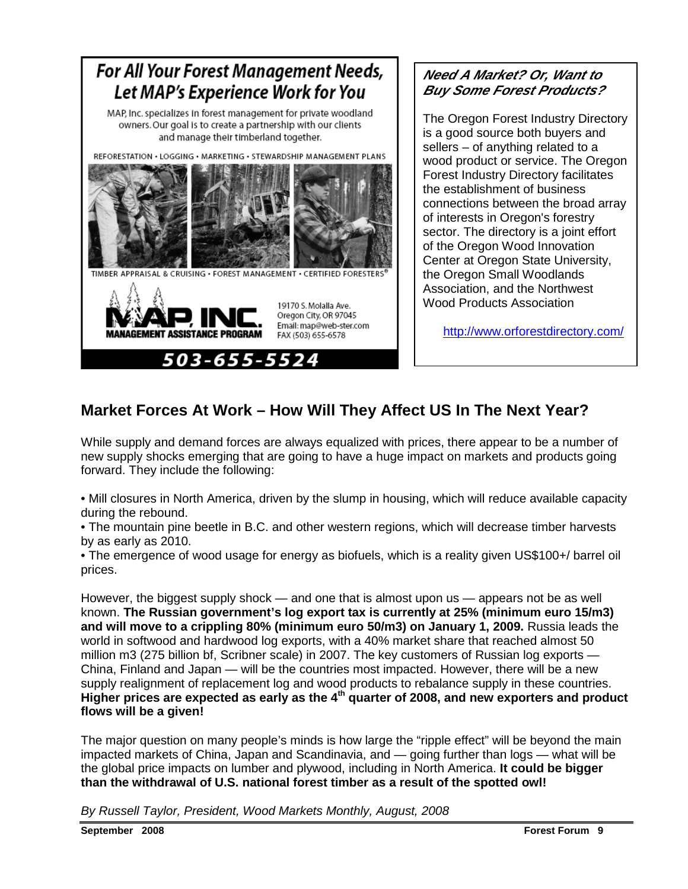## For All Your Forest Management Needs, Let MAP's Experience Work for You

MAP, Inc. specializes in forest management for private woodland owners. Our goal is to create a partnership with our clients and manage their timberland together.

REFORESTATION • LOGGING • MARKETING • STEWARDSHIP MANAGEMENT PLANS

TIMBER APPRAISAL & CRUISING • FOREST MANAGEMENT • CERTIFIED FORESTERS®

MAP, INC.
MANAGEMENT ASSISTANCE PROGRAM

19170 S. Molalla Ave.
Oregon City, OR 97045
Email: map@web-ster.com
FAX (503) 655-6578

**503-655-5524**

### *Need A Market? Or, Want to Buy Some Forest Products?*

The Oregon Forest Industry Directory is a good source both buyers and sellers – of anything related to a wood product or service. The Oregon Forest Industry Directory facilitates the establishment of business connections between the broad array of interests in Oregon's forestry sector. The directory is a joint effort of the Oregon Wood Innovation Center at Oregon State University, the Oregon Small Woodlands Association, and the Northwest Wood Products Association

http://www.orforestdirectory.com/

## Market Forces At Work – How Will They Affect US In The Next Year?

While supply and demand forces are always equalized with prices, there appear to be a number of new supply shocks emerging that are going to have a huge impact on markets and products going forward. They include the following:

- Mill closures in North America, driven by the slump in housing, which will reduce available capacity during the rebound.
- The mountain pine beetle in B.C. and other western regions, which will decrease timber harvests by as early as 2010.
- The emergence of wood usage for energy as biofuels, which is a reality given US$100+/ barrel oil prices.

However, the biggest supply shock — and one that is almost upon us — appears not be as well known. **The Russian government's log export tax is currently at 25% (minimum euro 15/m3) and will move to a crippling 80% (minimum euro 50/m3) on January 1, 2009.** Russia leads the world in softwood and hardwood log exports, with a 40% market share that reached almost 50 million m3 (275 billion bf, Scribner scale) in 2007. The key customers of Russian log exports — China, Finland and Japan — will be the countries most impacted. However, there will be a new supply realignment of replacement log and wood products to rebalance supply in these countries. **Higher prices are expected as early as the 4th quarter of 2008, and new exporters and product flows will be a given!**

The major question on many people's minds is how large the "ripple effect" will be beyond the main impacted markets of China, Japan and Scandinavia, and — going further than logs — what will be the global price impacts on lumber and plywood, including in North America. **It could be bigger than the withdrawal of U.S. national forest timber as a result of the spotted owl!**

*By Russell Taylor, President, Wood Markets Monthly, August, 2008*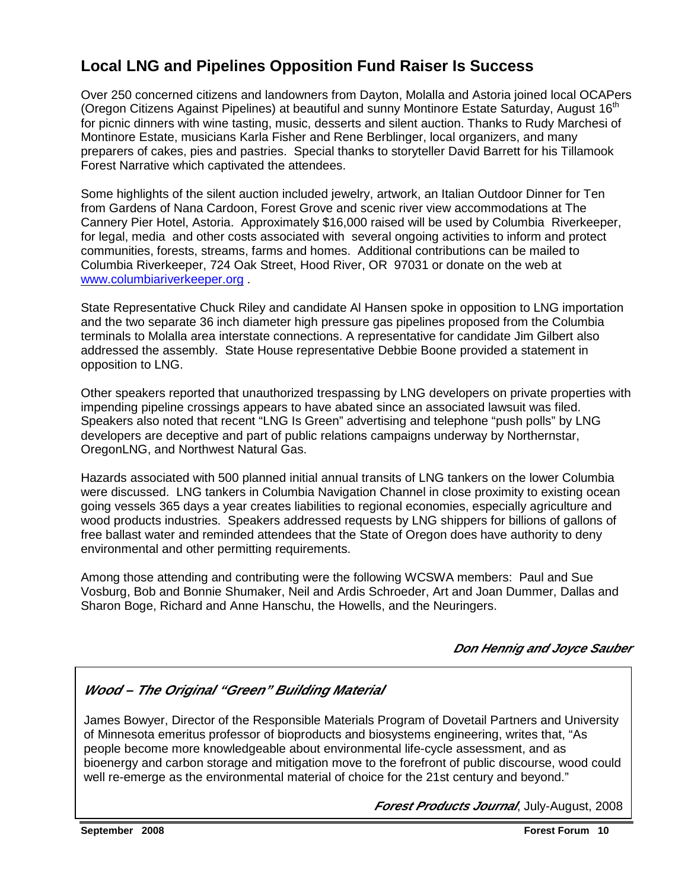## Local LNG and Pipelines Opposition Fund Raiser Is Success

Over 250 concerned citizens and landowners from Dayton, Molalla and Astoria joined local OCAPers (Oregon Citizens Against Pipelines) at beautiful and sunny Montinore Estate Saturday, August 16th for picnic dinners with wine tasting, music, desserts and silent auction. Thanks to Rudy Marchesi of Montinore Estate, musicians Karla Fisher and Rene Berblinger, local organizers, and many preparers of cakes, pies and pastries. Special thanks to storyteller David Barrett for his Tillamook Forest Narrative which captivated the attendees.

Some highlights of the silent auction included jewelry, artwork, an Italian Outdoor Dinner for Ten from Gardens of Nana Cardoon, Forest Grove and scenic river view accommodations at The Cannery Pier Hotel, Astoria. Approximately $16,000 raised will be used by Columbia Riverkeeper, for legal, media and other costs associated with several ongoing activities to inform and protect communities, forests, streams, farms and homes. Additional contributions can be mailed to Columbia Riverkeeper, 724 Oak Street, Hood River, OR 97031 or donate on the web at [www.columbiariverkeeper.org](http://www.columbiariverkeeper.org) .

State Representative Chuck Riley and candidate Al Hansen spoke in opposition to LNG importation and the two separate 36 inch diameter high pressure gas pipelines proposed from the Columbia terminals to Molalla area interstate connections. A representative for candidate Jim Gilbert also addressed the assembly. State House representative Debbie Boone provided a statement in opposition to LNG.

Other speakers reported that unauthorized trespassing by LNG developers on private properties with impending pipeline crossings appears to have abated since an associated lawsuit was filed. Speakers also noted that recent "LNG Is Green" advertising and telephone "push polls" by LNG developers are deceptive and part of public relations campaigns underway by Northernstar, OregonLNG, and Northwest Natural Gas.

Hazards associated with 500 planned initial annual transits of LNG tankers on the lower Columbia were discussed. LNG tankers in Columbia Navigation Channel in close proximity to existing ocean going vessels 365 days a year creates liabilities to regional economies, especially agriculture and wood products industries. Speakers addressed requests by LNG shippers for billions of gallons of free ballast water and reminded attendees that the State of Oregon does have authority to deny environmental and other permitting requirements.

Among those attending and contributing were the following WCSWA members: Paul and Sue Vosburg, Bob and Bonnie Shumaker, Neil and Ardis Schroeder, Art and Joan Dummer, Dallas and Sharon Boge, Richard and Anne Hanschu, the Howells, and the Neuringers.

***Don Hennig and Joyce Sauber***

### *Wood – The Original "Green" Building Material*

James Bowyer, Director of the Responsible Materials Program of Dovetail Partners and University of Minnesota emeritus professor of bioproducts and biosystems engineering, writes that, "As people become more knowledgeable about environmental life-cycle assessment, and as bioenergy and carbon storage and mitigation move to the forefront of public discourse, wood could well re-emerge as the environmental material of choice for the 21st century and beyond."

***Forest Products Journal***, July-August, 2008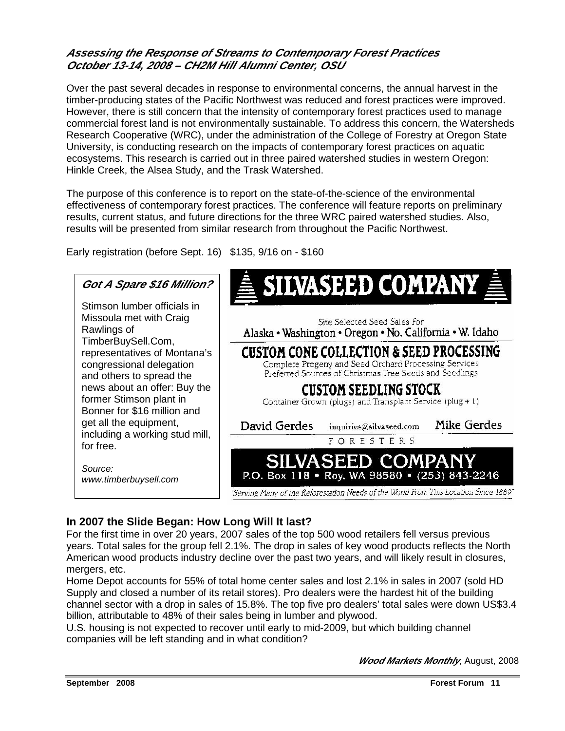### *Assessing the Response of Streams to Contemporary Forest Practices*
### *October 13-14, 2008 – CH2M Hill Alumni Center, OSU*

Over the past several decades in response to environmental concerns, the annual harvest in the timber-producing states of the Pacific Northwest was reduced and forest practices were improved. However, there is still concern that the intensity of contemporary forest practices used to manage commercial forest land is not environmentally sustainable. To address this concern, the Watersheds Research Cooperative (WRC), under the administration of the College of Forestry at Oregon State University, is conducting research on the impacts of contemporary forest practices on aquatic ecosystems. This research is carried out in three paired watershed studies in western Oregon: Hinkle Creek, the Alsea Study, and the Trask Watershed.

The purpose of this conference is to report on the state-of-the-science of the environmental effectiveness of contemporary forest practices. The conference will feature reports on preliminary results, current status, and future directions for the three WRC paired watershed studies. Also, results will be presented from similar research from throughout the Pacific Northwest.

Early registration (before Sept. 16) $135, 9/16 on - $160

### *Got A Spare $16 Million?*

Stimson lumber officials in Missoula met with Craig Rawlings of TimberBuySell.Com, representatives of Montana's congressional delegation and others to spread the news about an offer: Buy the former Stimson plant in Bonner for $16 million and get all the equipment, including a working stud mill, for free.

*Source: www.timberbuysell.com*

**SILVASEED COMPANY**

Site Selected Seed Sales For
Alaska • Washington • Oregon • No. California • W. Idaho

**CUSTOM CONE COLLECTION & SEED PROCESSING**
Complete Progeny and Seed Orchard Processing Services
Preferred Sources of Christmas Tree Seeds and Seedlings

**CUSTOM SEEDLING STOCK**
Container Grown (plugs) and Transplant Service (plug + 1)

David Gerdes inquiries@silvaseed.com Mike Gerdes
FORESTERS

**SILVASEED COMPANY**
P.O. Box 118 • Roy, WA 98580 • (253) 843-2246

*"Serving Many of the Reforestation Needs of the World From This Location Since 1889"*

### In 2007 the Slide Began: How Long Will It last?

For the first time in over 20 years, 2007 sales of the top 500 wood retailers fell versus previous years. Total sales for the group fell 2.1%. The drop in sales of key wood products reflects the North American wood products industry decline over the past two years, and will likely result in closures, mergers, etc.

Home Depot accounts for 55% of total home center sales and lost 2.1% in sales in 2007 (sold HD Supply and closed a number of its retail stores). Pro dealers were the hardest hit of the building channel sector with a drop in sales of 15.8%. The top five pro dealers' total sales were down US$3.4 billion, attributable to 48% of their sales being in lumber and plywood.

U.S. housing is not expected to recover until early to mid-2009, but which building channel companies will be left standing and in what condition?

***Wood Markets Monthly***, August, 2008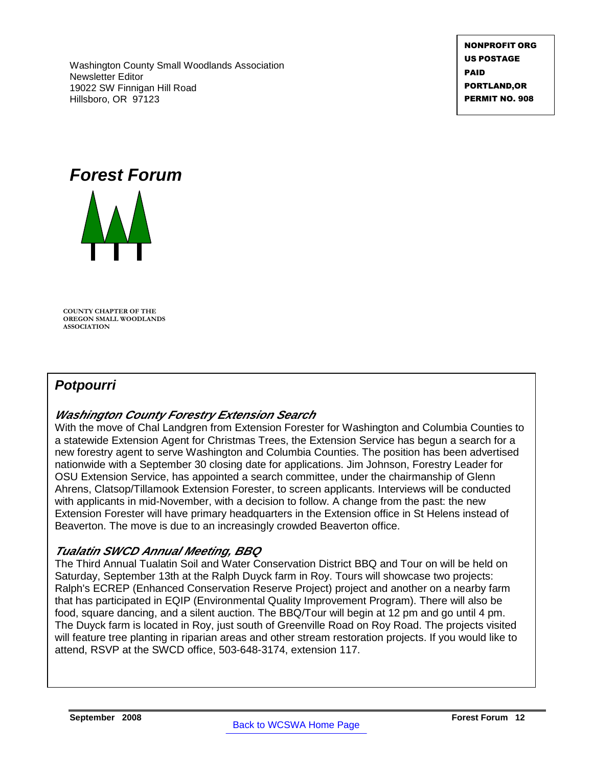Washington County Small Woodlands Association
Newsletter Editor
19022 SW Finnigan Hill Road
Hillsboro, OR 97123

NONPROFIT ORG
US POSTAGE
PAID
PORTLAND,OR
PERMIT NO. 908

# *Forest Forum*

COUNTY CHAPTER OF THE OREGON SMALL WOODLANDS ASSOCIATION

## *Potpourri*

### *Washington County Forestry Extension Search*

With the move of Chal Landgren from Extension Forester for Washington and Columbia Counties to a statewide Extension Agent for Christmas Trees, the Extension Service has begun a search for a new forestry agent to serve Washington and Columbia Counties. The position has been advertised nationwide with a September 30 closing date for applications. Jim Johnson, Forestry Leader for OSU Extension Service, has appointed a search committee, under the chairmanship of Glenn Ahrens, Clatsop/Tillamook Extension Forester, to screen applicants. Interviews will be conducted with applicants in mid-November, with a decision to follow. A change from the past: the new Extension Forester will have primary headquarters in the Extension office in St Helens instead of Beaverton. The move is due to an increasingly crowded Beaverton office.

### *Tualatin SWCD Annual Meeting, BBQ*

The Third Annual Tualatin Soil and Water Conservation District BBQ and Tour on will be held on Saturday, September 13th at the Ralph Duyck farm in Roy. Tours will showcase two projects: Ralph's ECREP (Enhanced Conservation Reserve Project) project and another on a nearby farm that has participated in EQIP (Environmental Quality Improvement Program). There will also be food, square dancing, and a silent auction. The BBQ/Tour will begin at 12 pm and go until 4 pm. The Duyck farm is located in Roy, just south of Greenville Road on Roy Road. The projects visited will feature tree planting in riparian areas and other stream restoration projects. If you would like to attend, RSVP at the SWCD office, 503-648-3174, extension 117.

Back to WCSWA Home Page